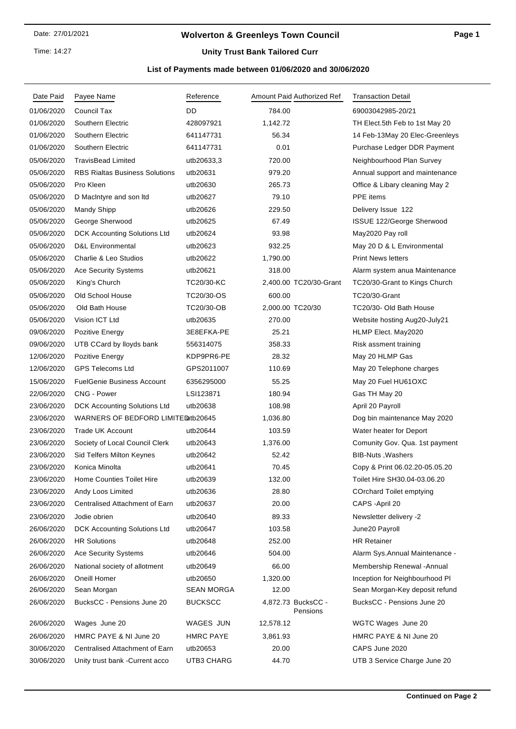Date: 27/01/2021

Time: 14:27

# Wolverton & Greenleys Town Council

## Unity Trust Bank Tailored Curr

### List of Payments made between 01/06/2020 and 30/06/2020

| Date Paid | Payee Name | Reference | Amount Paid | Authorized Ref | Transaction Detail |
|---|---|---|---|---|---|
| 01/06/2020 | Council Tax | DD | 784.00 | | 69003042985-20/21 |
| 01/06/2020 | Southern Electric | 428097921 | 1,142.72 | | TH Elect.5th Feb to 1st May 20 |
| 01/06/2020 | Southern Electric | 641147731 | 56.34 | | 14 Feb-13May 20 Elec-Greenleys |
| 01/06/2020 | Southern Electric | 641147731 | 0.01 | | Purchase Ledger DDR Payment |
| 05/06/2020 | TravisBead Limited | utb20633,3 | 720.00 | | Neighbourhood Plan Survey |
| 05/06/2020 | RBS Rialtas Business Solutions | utb20631 | 979.20 | | Annual support and maintenance |
| 05/06/2020 | Pro Kleen | utb20630 | 265.73 | | Office & Libary cleaning May 2 |
| 05/06/2020 | D MacIntyre and son ltd | utb20627 | 79.10 | | PPE items |
| 05/06/2020 | Mandy Shipp | utb20626 | 229.50 | | Delivery Issue 122 |
| 05/06/2020 | George Sherwood | utb20625 | 67.49 | | ISSUE 122/George Sherwood |
| 05/06/2020 | DCK Accounting Solutions Ltd | utb20624 | 93.98 | | May2020 Pay roll |
| 05/06/2020 | D&L Environmental | utb20623 | 932.25 | | May 20 D & L Environmental |
| 05/06/2020 | Charlie & Leo Studios | utb20622 | 1,790.00 | | Print News letters |
| 05/06/2020 | Ace Security Systems | utb20621 | 318.00 | | Alarm system anua Maintenance |
| 05/06/2020 | King's Church | TC20/30-KC | 2,400.00 | TC20/30-Grant | TC20/30-Grant to Kings Church |
| 05/06/2020 | Old School House | TC20/30-OS | 600.00 | | TC20/30-Grant |
| 05/06/2020 | Old Bath House | TC20/30-OB | 2,000.00 | TC20/30 | TC20/30- Old Bath House |
| 05/06/2020 | Vision ICT Ltd | utb20635 | 270.00 | | Website hosting Aug20-July21 |
| 09/06/2020 | Pozitive Energy | 3E8EFKA-PE | 25.21 | | HLMP Elect. May2020 |
| 09/06/2020 | UTB CCard by lloyds bank | 556314075 | 358.33 | | Risk assment training |
| 12/06/2020 | Pozitive Energy | KDP9PR6-PE | 28.32 | | May 20 HLMP Gas |
| 12/06/2020 | GPS Telecoms Ltd | GPS2011007 | 110.69 | | May 20 Telephone charges |
| 15/06/2020 | FuelGenie Business Account | 6356295000 | 55.25 | | May 20 Fuel HU61OXC |
| 22/06/2020 | CNG - Power | LSI123871 | 180.94 | | Gas TH May 20 |
| 23/06/2020 | DCK Accounting Solutions Ltd | utb20638 | 108.98 | | April 20 Payroll |
| 23/06/2020 | WARNERS OF BEDFORD LIMITED | utb20645 | 1,036.80 | | Dog bin maintenance May 2020 |
| 23/06/2020 | Trade UK Account | utb20644 | 103.59 | | Water heater for Deport |
| 23/06/2020 | Society of Local Council Clerk | utb20643 | 1,376.00 | | Comunity Gov. Qua. 1st payment |
| 23/06/2020 | Sid Telfers Milton Keynes | utb20642 | 52.42 | | BIB-Nuts ,Washers |
| 23/06/2020 | Konica Minolta | utb20641 | 70.45 | | Copy & Print 06.02.20-05.05.20 |
| 23/06/2020 | Home Counties Toilet Hire | utb20639 | 132.00 | | Toilet Hire SH30.04-03.06.20 |
| 23/06/2020 | Andy Loos Limited | utb20636 | 28.80 | | COrchard Toilet emptying |
| 23/06/2020 | Centralised Attachment of Earn | utb20637 | 20.00 | | CAPS -April 20 |
| 23/06/2020 | Jodie obrien | utb20640 | 89.33 | | Newsletter delivery -2 |
| 26/06/2020 | DCK Accounting Solutions Ltd | utb20647 | 103.58 | | June20 Payroll |
| 26/06/2020 | HR Solutions | utb20648 | 252.00 | | HR Retainer |
| 26/06/2020 | Ace Security Systems | utb20646 | 504.00 | | Alarm Sys.Annual Maintenance - |
| 26/06/2020 | National society of allotment | utb20649 | 66.00 | | Membership Renewal -Annual |
| 26/06/2020 | Oneill Homer | utb20650 | 1,320.00 | | Inception for Neighbourhood Pl |
| 26/06/2020 | Sean Morgan | SEAN MORGA | 12.00 | | Sean Morgan-Key deposit refund |
| 26/06/2020 | BucksCC - Pensions June 20 | BUCKSCC | 4,872.73 | BucksCC - Pensions | BucksCC - Pensions June 20 |
| 26/06/2020 | Wages June 20 | WAGES JUN | 12,578.12 | | WGTC Wages June 20 |
| 26/06/2020 | HMRC PAYE & NI June 20 | HMRC PAYE | 3,861.93 | | HMRC PAYE & NI June 20 |
| 30/06/2020 | Centralised Attachment of Earn | utb20653 | 20.00 | | CAPS June 2020 |
| 30/06/2020 | Unity trust bank -Current acco | UTB3 CHARG | 44.70 | | UTB 3 Service Charge June 20 |

**Continued on Page 2**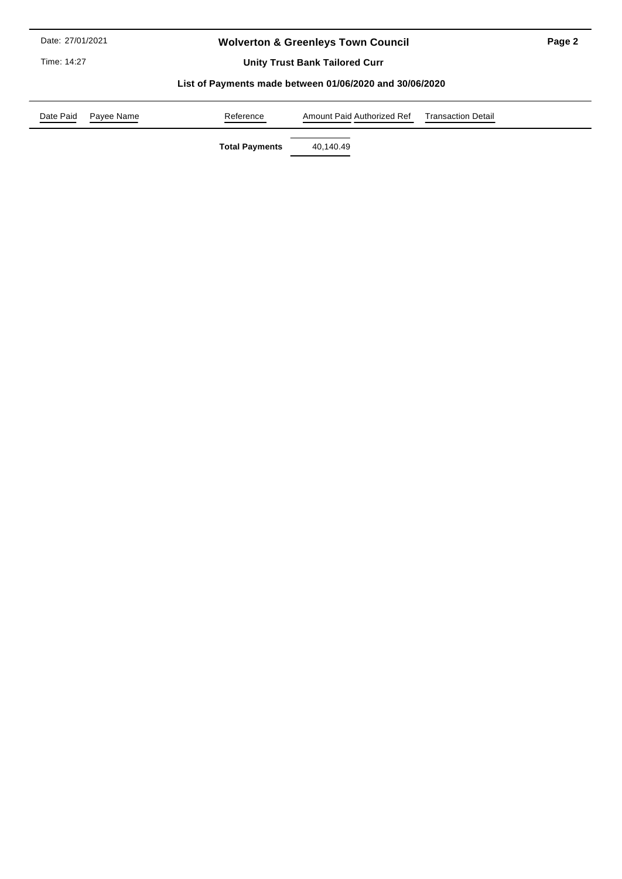# Wolverton & Greenleys Town Council

## Unity Trust Bank Tailored Curr

### List of Payments made between 01/06/2020 and 30/06/2020

| Date Paid | Payee Name | Reference | Amount Paid | Authorized Ref | Transaction Detail |
|---|---|---|---|---|---|
| | | **Total Payments** | 40,140.49 | | |